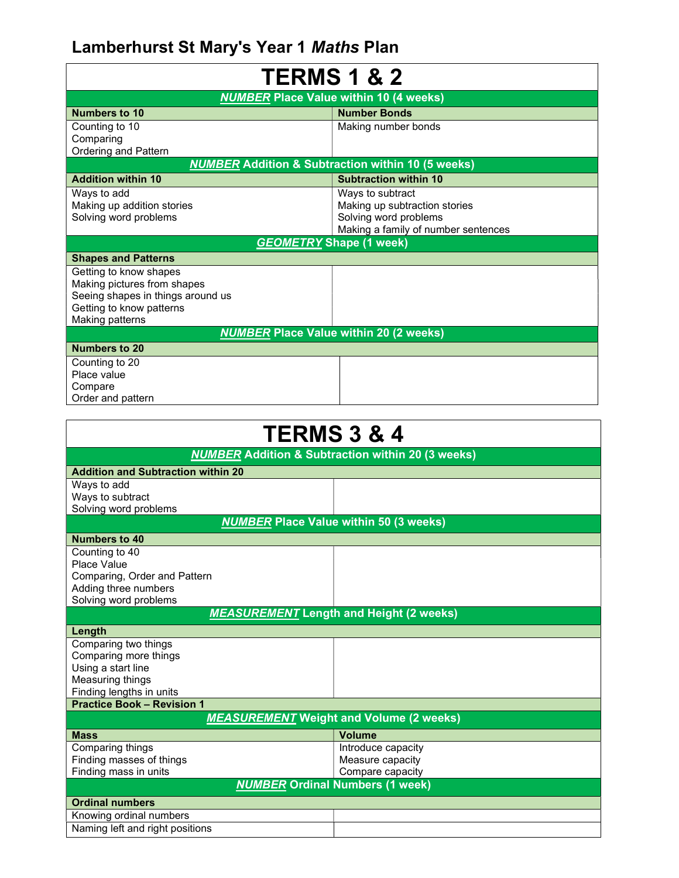# Lamberhurst St Mary's Year 1 *Maths* Plan

## TERMS 1 & 2

| ***NUMBER*** **Place Value within 10 (4 weeks)** | |
|---|---|
| **Numbers to 10** | **Number Bonds** |
| Counting to 10<br>Comparing<br>Ordering and Pattern | Making number bonds |
| ***NUMBER*** **Addition & Subtraction within 10 (5 weeks)** | |
| **Addition within 10** | **Subtraction within 10** |
| Ways to add<br>Making up addition stories<br>Solving word problems | Ways to subtract<br>Making up subtraction stories<br>Solving word problems<br>Making a family of number sentences |
| ***GEOMETRY*** **Shape (1 week)** | |
| **Shapes and Patterns** | |
| Getting to know shapes<br>Making pictures from shapes<br>Seeing shapes in things around us<br>Getting to know patterns<br>Making patterns | |
| ***NUMBER*** **Place Value within 20 (2 weeks)** | |
| **Numbers to 20** | |
| Counting to 20<br>Place value<br>Compare<br>Order and pattern | |

## TERMS 3 & 4

| ***NUMBER*** **Addition & Subtraction within 20 (3 weeks)** | |
|---|---|
| **Addition and Subtraction within 20** | |
| Ways to add<br>Ways to subtract<br>Solving word problems | |
| ***NUMBER*** **Place Value within 50 (3 weeks)** | |
| **Numbers to 40** | |
| Counting to 40<br>Place Value<br>Comparing, Order and Pattern<br>Adding three numbers<br>Solving word problems | |
| ***MEASUREMENT*** **Length and Height (2 weeks)** | |
| **Length** | |
| Comparing two things<br>Comparing more things<br>Using a start line<br>Measuring things<br>Finding lengths in units | |
| **Practice Book – Revision 1** | |
| ***MEASUREMENT*** **Weight and Volume (2 weeks)** | |
| **Mass** | **Volume** |
| Comparing things<br>Finding masses of things<br>Finding mass in units | Introduce capacity<br>Measure capacity<br>Compare capacity |
| ***NUMBER*** **Ordinal Numbers (1 week)** | |
| **Ordinal numbers** | |
| Knowing ordinal numbers | |
| Naming left and right positions | |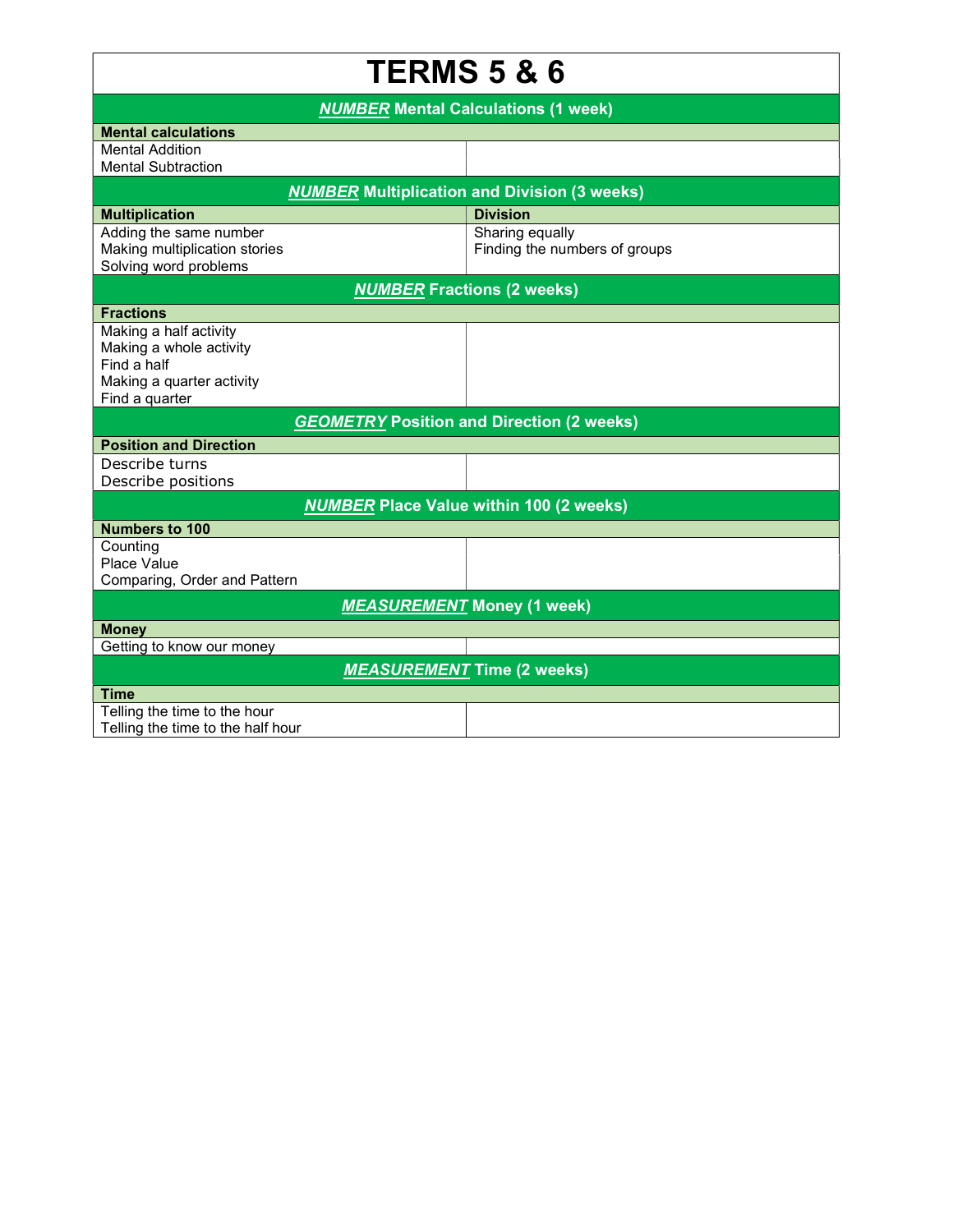# TERMS 5 & 6

| | |
|---|---|
| ***NUMBER*** **Mental Calculations (1 week)** | |
| **Mental calculations** | |
| Mental Addition<br>Mental Subtraction | |
| ***NUMBER*** **Multiplication and Division (3 weeks)** | |
| **Multiplication** | **Division** |
| Adding the same number<br>Making multiplication stories<br>Solving word problems | Sharing equally<br>Finding the numbers of groups |
| ***NUMBER*** **Fractions (2 weeks)** | |
| **Fractions** | |
| Making a half activity<br>Making a whole activity<br>Find a half<br>Making a quarter activity<br>Find a quarter | |
| ***GEOMETRY*** **Position and Direction (2 weeks)** | |
| **Position and Direction** | |
| Describe turns<br>Describe positions | |
| ***NUMBER*** **Place Value within 100 (2 weeks)** | |
| **Numbers to 100** | |
| Counting<br>Place Value<br>Comparing, Order and Pattern | |
| ***MEASUREMENT*** **Money (1 week)** | |
| **Money** | |
| Getting to know our money | |
| ***MEASUREMENT*** **Time (2 weeks)** | |
| **Time** | |
| Telling the time to the hour<br>Telling the time to the half hour | |